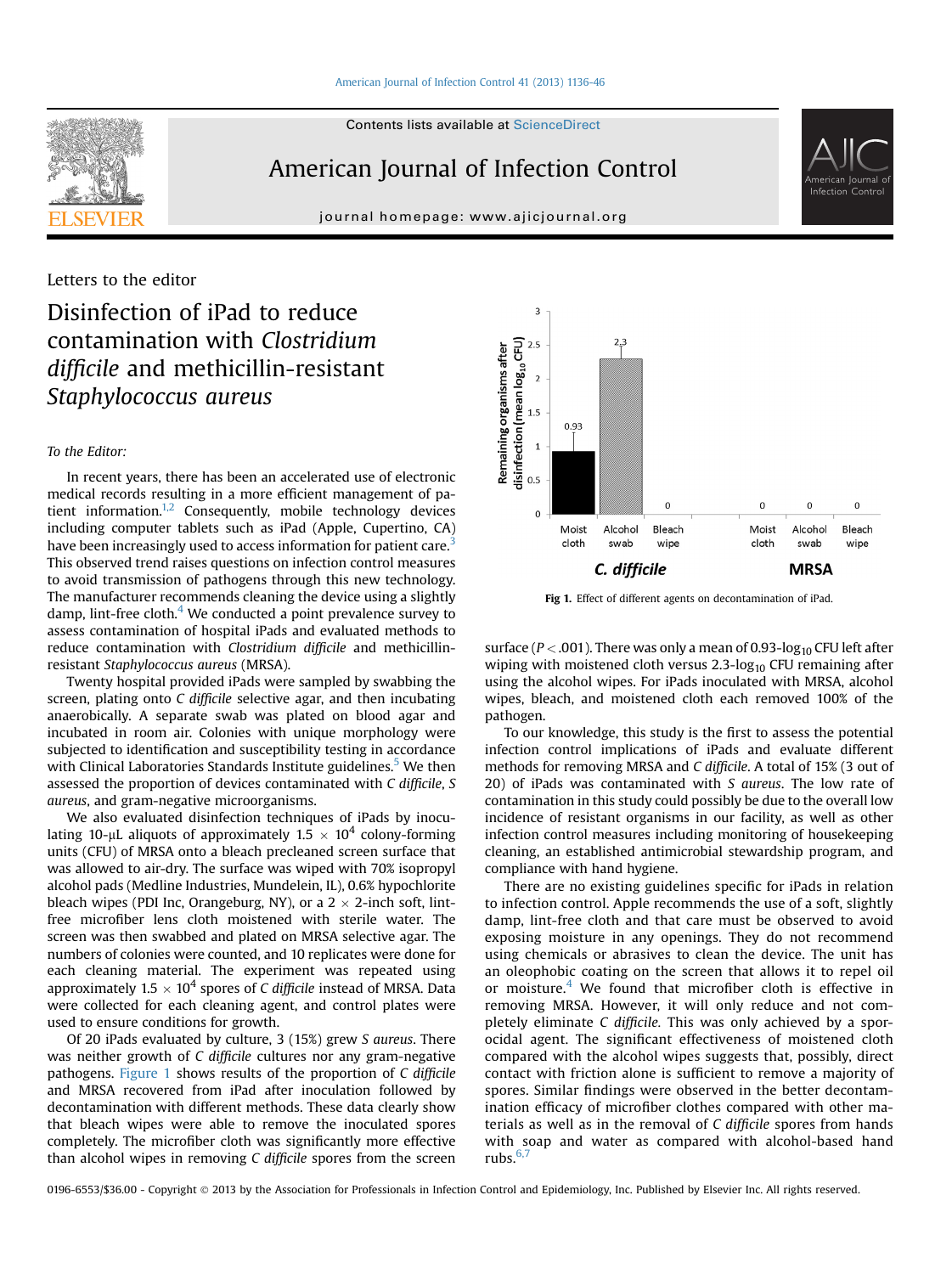Letters to the editor

# Disinfection of iPad to reduce contamination with *Clostridium difficile* and methicillin-resistant *Staphylococcus aureus*

*To the Editor:*

In recent years, there has been an accelerated use of electronic medical records resulting in a more efficient management of patient information.[1,2] Consequently, mobile technology devices including computer tablets such as iPad (Apple, Cupertino, CA) have been increasingly used to access information for patient care.[3] This observed trend raises questions on infection control measures to avoid transmission of pathogens through this new technology. The manufacturer recommends cleaning the device using a slightly damp, lint-free cloth.[4] We conducted a point prevalence survey to assess contamination of hospital iPads and evaluated methods to reduce contamination with *Clostridium difficile* and methicillin-resistant *Staphylococcus aureus* (MRSA).

Twenty hospital provided iPads were sampled by swabbing the screen, plating onto *C difficile* selective agar, and then incubating anaerobically. A separate swab was plated on blood agar and incubated in room air. Colonies with unique morphology were subjected to identification and susceptibility testing in accordance with Clinical Laboratories Standards Institute guidelines.[5] We then assessed the proportion of devices contaminated with *C difficile*, *S aureus*, and gram-negative microorganisms.

We also evaluated disinfection techniques of iPads by inoculating 10-μL aliquots of approximately $1.5 \times 10^4$ colony-forming units (CFU) of MRSA onto a bleach precleaned screen surface that was allowed to air-dry. The surface was wiped with 70% isopropyl alcohol pads (Medline Industries, Mundelein, IL), 0.6% hypochlorite bleach wipes (PDI Inc, Orangeburg, NY), or a $2 \times 2$-inch soft, lint-free microfiber lens cloth moistened with sterile water. The screen was then swabbed and plated on MRSA selective agar. The numbers of colonies were counted, and 10 replicates were done for each cleaning material. The experiment was repeated using approximately $1.5 \times 10^4$ spores of *C difficile* instead of MRSA. Data were collected for each cleaning agent, and control plates were used to ensure conditions for growth.

Of 20 iPads evaluated by culture, 3 (15%) grew *S aureus*. There was neither growth of *C difficile* cultures nor any gram-negative pathogens. Figure 1 shows results of the proportion of *C difficile* and MRSA recovered from iPad after inoculation followed by decontamination with different methods. These data clearly show that bleach wipes were able to remove the inoculated spores completely. The microfiber cloth was significantly more effective than alcohol wipes in removing *C difficile* spores from the screen surface ($P < .001$). There was only a mean of 0.93-$\log_{10}$ CFU left after wiping with moistened cloth versus 2.3-$\log_{10}$ CFU remaining after using the alcohol wipes. For iPads inoculated with MRSA, alcohol wipes, bleach, and moistened cloth each removed 100% of the pathogen.

Fig 1. Effect of different agents on decontamination of iPad.

To our knowledge, this study is the first to assess the potential infection control implications of iPads and evaluate different methods for removing MRSA and *C difficile*. A total of 15% (3 out of 20) of iPads was contaminated with *S aureus*. The low rate of contamination in this study could possibly be due to the overall low incidence of resistant organisms in our facility, as well as other infection control measures including monitoring of housekeeping cleaning, an established antimicrobial stewardship program, and compliance with hand hygiene.

There are no existing guidelines specific for iPads in relation to infection control. Apple recommends the use of a soft, slightly damp, lint-free cloth and that care must be observed to avoid exposing moisture in any openings. They do not recommend using chemicals or abrasives to clean the device. The unit has an oleophobic coating on the screen that allows it to repel oil or moisture.[4] We found that microfiber cloth is effective in removing MRSA. However, it will only reduce and not completely eliminate *C difficile*. This was only achieved by a sporocidal agent. The significant effectiveness of moistened cloth compared with the alcohol wipes suggests that, possibly, direct contact with friction alone is sufficient to remove a majority of spores. Similar findings were observed in the better decontamination efficacy of microfiber clothes compared with other materials as well as in the removal of *C difficile* spores from hands with soap and water as compared with alcohol-based hand rubs.[6,7]

0196-6553/$36.00 - Copyright © 2013 by the Association for Professionals in Infection Control and Epidemiology, Inc. Published by Elsevier Inc. All rights reserved.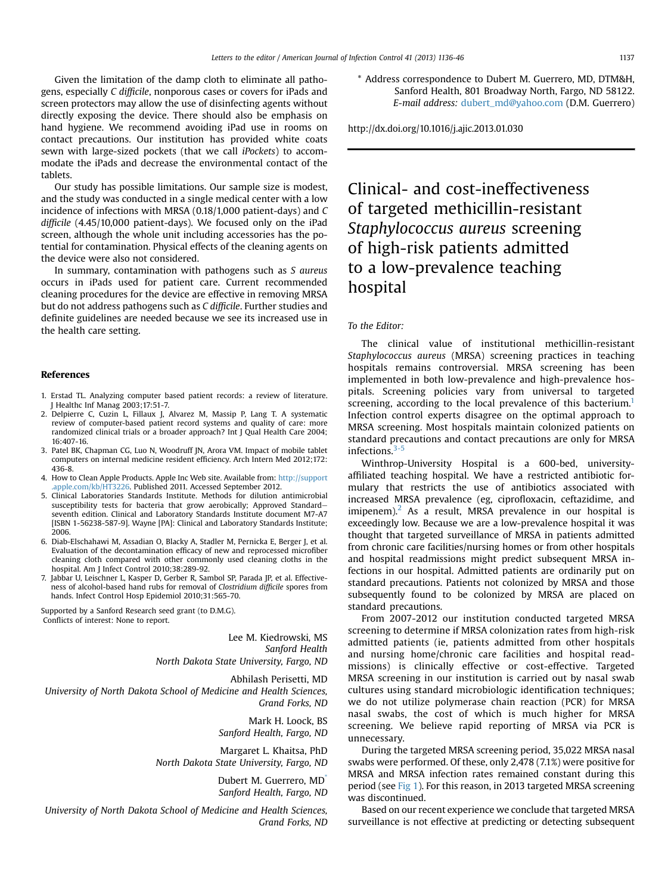Given the limitation of the damp cloth to eliminate all pathogens, especially *C difficile*, nonporous cases or covers for iPads and screen protectors may allow the use of disinfecting agents without directly exposing the device. There should also be emphasis on hand hygiene. We recommend avoiding iPad use in rooms on contact precautions. Our institution has provided white coats sewn with large-sized pockets (that we call *iPockets*) to accommodate the iPads and decrease the environmental contact of the tablets.

Our study has possible limitations. Our sample size is modest, and the study was conducted in a single medical center with a low incidence of infections with MRSA (0.18/1,000 patient-days) and *C difficile* (4.45/10,000 patient-days). We focused only on the iPad screen, although the whole unit including accessories has the potential for contamination. Physical effects of the cleaning agents on the device were also not considered.

In summary, contamination with pathogens such as *S aureus* occurs in iPads used for patient care. Current recommended cleaning procedures for the device are effective in removing MRSA but do not address pathogens such as *C difficile*. Further studies and definite guidelines are needed because we see its increased use in the health care setting.

## References

1. Erstad TL. Analyzing computer based patient records: a review of literature. J Healthc Inf Manag 2003;17:51-7.
2. Delpierre C, Cuzin L, Fillaux J, Alvarez M, Massip P, Lang T. A systematic review of computer-based patient record systems and quality of care: more randomized clinical trials or a broader approach? Int J Qual Health Care 2004; 16:407-16.
3. Patel BK, Chapman CG, Luo N, Woodruff JN, Arora VM. Impact of mobile tablet computers on internal medicine resident efficiency. Arch Intern Med 2012;172: 436-8.
4. How to Clean Apple Products. Apple Inc Web site. Available from: http://support.apple.com/kb/HT3226. Published 2011. Accessed September 2012.
5. Clinical Laboratories Standards Institute. Methods for dilution antimicrobial susceptibility tests for bacteria that grow aerobically; Approved Standard—seventh edition. Clinical and Laboratory Standards Institute document M7-A7 [ISBN 1-56238-587-9]. Wayne [PA]: Clinical and Laboratory Standards Institute; 2006.
6. Diab-Elschahawi M, Assadian O, Blacky A, Stadler M, Pernicka E, Berger J, et al. Evaluation of the decontamination efficacy of new and reprocessed microfiber cleaning cloth compared with other commonly used cleaning cloths in the hospital. Am J Infect Control 2010;38:289-92.
7. Jabbar U, Leischner L, Kasper D, Gerber R, Sambol SP, Parada JP, et al. Effectiveness of alcohol-based hand rubs for removal of *Clostridium difficile* spores from hands. Infect Control Hosp Epidemiol 2010;31:565-70.

Supported by a Sanford Research seed grant (to D.M.G).
Conflicts of interest: None to report.

Lee M. Kiedrowski, MS
*Sanford Health*
*North Dakota State University, Fargo, ND*

Abhilash Perisetti, MD
*University of North Dakota School of Medicine and Health Sciences, Grand Forks, ND*

Mark H. Loock, BS
*Sanford Health, Fargo, ND*

Margaret L. Khaitsa, PhD
*North Dakota State University, Fargo, ND*

Dubert M. Guerrero, MD*
*Sanford Health, Fargo, ND*

*University of North Dakota School of Medicine and Health Sciences, Grand Forks, ND*

\* Address correspondence to Dubert M. Guerrero, MD, DTM&H, Sanford Health, 801 Broadway North, Fargo, ND 58122.
*E-mail address:* dubert_md@yahoo.com (D.M. Guerrero)

http://dx.doi.org/10.1016/j.ajic.2013.01.030

# Clinical- and cost-ineffectiveness of targeted methicillin-resistant *Staphylococcus aureus* screening of high-risk patients admitted to a low-prevalence teaching hospital

*To the Editor:*

The clinical value of institutional methicillin-resistant *Staphylococcus aureus* (MRSA) screening practices in teaching hospitals remains controversial. MRSA screening has been implemented in both low-prevalence and high-prevalence hospitals. Screening policies vary from universal to targeted screening, according to the local prevalence of this bacterium.[1] Infection control experts disagree on the optimal approach to MRSA screening. Most hospitals maintain colonized patients on standard precautions and contact precautions are only for MRSA infections.[3-5]

Winthrop-University Hospital is a 600-bed, university-affiliated teaching hospital. We have a restricted antibiotic formulary that restricts the use of antibiotics associated with increased MRSA prevalence (eg, ciprofloxacin, ceftazidime, and imipenem).[2] As a result, MRSA prevalence in our hospital is exceedingly low. Because we are a low-prevalence hospital it was thought that targeted surveillance of MRSA in patients admitted from chronic care facilities/nursing homes or from other hospitals and hospital readmissions might predict subsequent MRSA infections in our hospital. Admitted patients are ordinarily put on standard precautions. Patients not colonized by MRSA and those subsequently found to be colonized by MRSA are placed on standard precautions.

From 2007-2012 our institution conducted targeted MRSA screening to determine if MRSA colonization rates from high-risk admitted patients (ie, patients admitted from other hospitals and nursing home/chronic care facilities and hospital readmissions) is clinically effective or cost-effective. Targeted MRSA screening in our institution is carried out by nasal swab cultures using standard microbiologic identification techniques; we do not utilize polymerase chain reaction (PCR) for MRSA nasal swabs, the cost of which is much higher for MRSA screening. We believe rapid reporting of MRSA via PCR is unnecessary.

During the targeted MRSA screening period, 35,022 MRSA nasal swabs were performed. Of these, only 2,478 (7.1%) were positive for MRSA and MRSA infection rates remained constant during this period (see Fig 1). For this reason, in 2013 targeted MRSA screening was discontinued.

Based on our recent experience we conclude that targeted MRSA surveillance is not effective at predicting or detecting subsequent